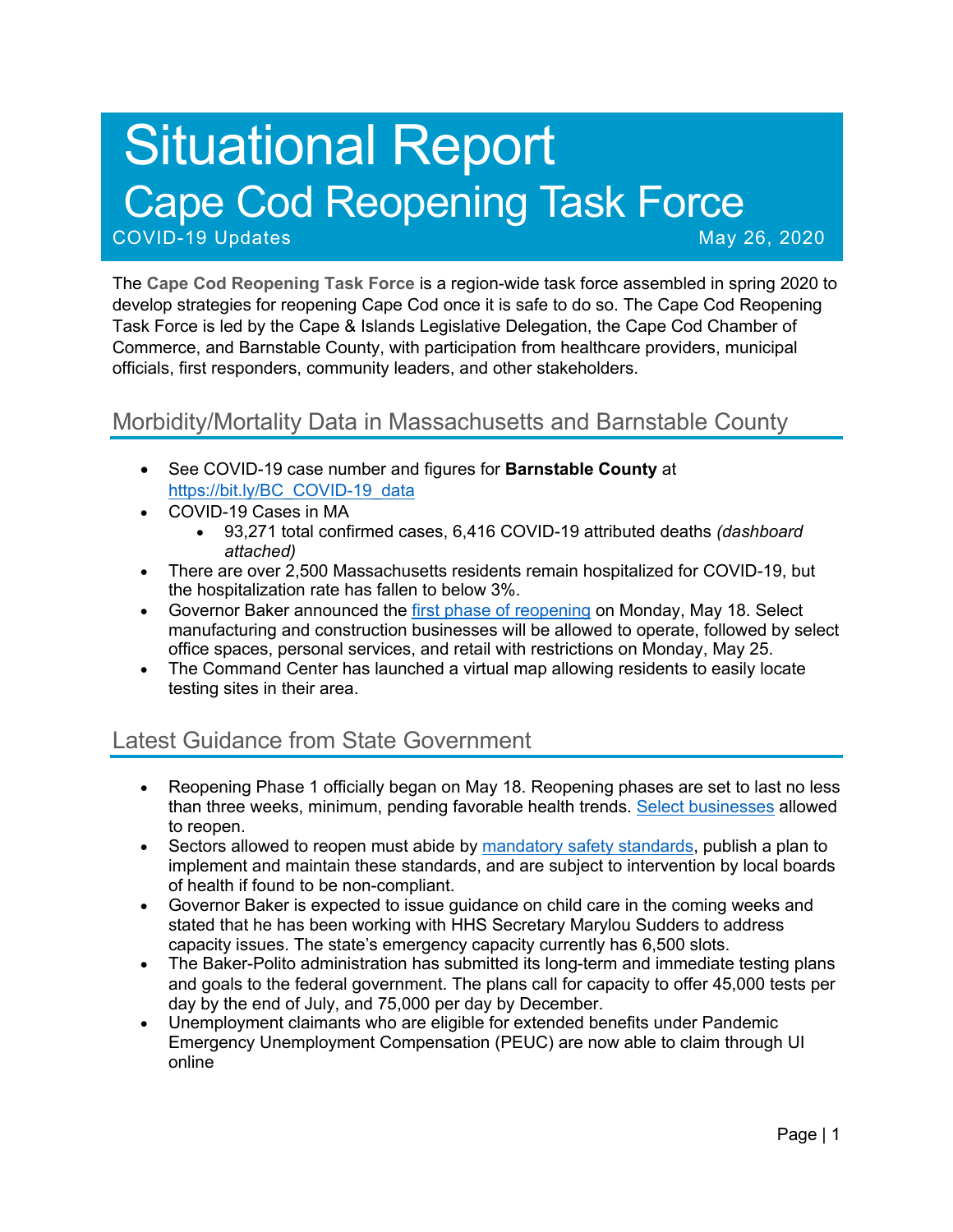# Situational Report
# Cape Cod Reopening Task Force

COVID-19 Updates May 26, 2020

The **Cape Cod Reopening Task Force** is a region-wide task force assembled in spring 2020 to develop strategies for reopening Cape Cod once it is safe to do so. The Cape Cod Reopening Task Force is led by the Cape & Islands Legislative Delegation, the Cape Cod Chamber of Commerce, and Barnstable County, with participation from healthcare providers, municipal officials, first responders, community leaders, and other stakeholders.

## Morbidity/Mortality Data in Massachusetts and Barnstable County

- See COVID-19 case number and figures for **Barnstable County** at https://bit.ly/BC_COVID-19_data
- COVID-19 Cases in MA
  - 93,271 total confirmed cases, 6,416 COVID-19 attributed deaths *(dashboard attached)*
- There are over 2,500 Massachusetts residents remain hospitalized for COVID-19, but the hospitalization rate has fallen to below 3%.
- Governor Baker announced the first phase of reopening on Monday, May 18. Select manufacturing and construction businesses will be allowed to operate, followed by select office spaces, personal services, and retail with restrictions on Monday, May 25.
- The Command Center has launched a virtual map allowing residents to easily locate testing sites in their area.

## Latest Guidance from State Government

- Reopening Phase 1 officially began on May 18. Reopening phases are set to last no less than three weeks, minimum, pending favorable health trends. Select businesses allowed to reopen.
- Sectors allowed to reopen must abide by mandatory safety standards, publish a plan to implement and maintain these standards, and are subject to intervention by local boards of health if found to be non-compliant.
- Governor Baker is expected to issue guidance on child care in the coming weeks and stated that he has been working with HHS Secretary Marylou Sudders to address capacity issues. The state's emergency capacity currently has 6,500 slots.
- The Baker-Polito administration has submitted its long-term and immediate testing plans and goals to the federal government. The plans call for capacity to offer 45,000 tests per day by the end of July, and 75,000 per day by December.
- Unemployment claimants who are eligible for extended benefits under Pandemic Emergency Unemployment Compensation (PEUC) are now able to claim through UI online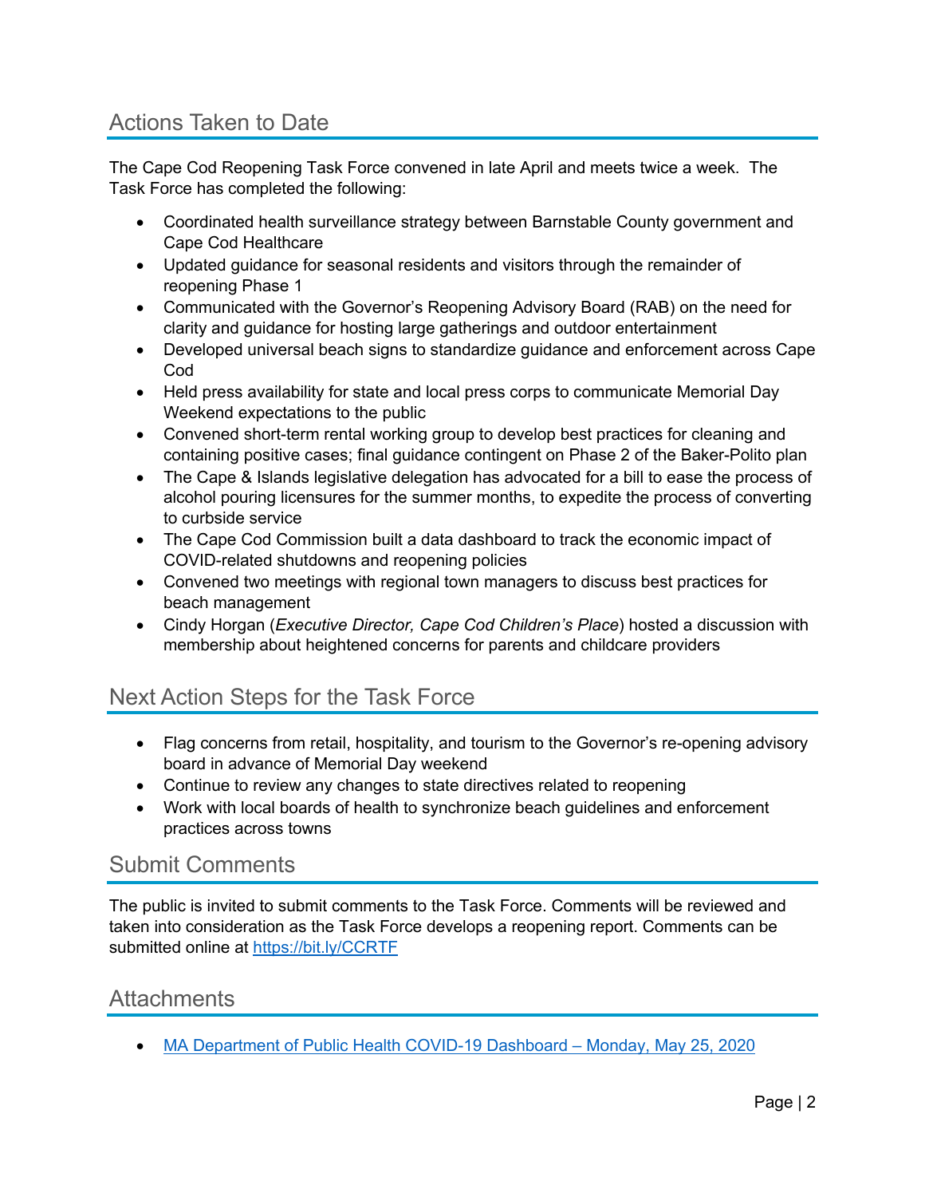## Actions Taken to Date

The Cape Cod Reopening Task Force convened in late April and meets twice a week. The Task Force has completed the following:

- Coordinated health surveillance strategy between Barnstable County government and Cape Cod Healthcare
- Updated guidance for seasonal residents and visitors through the remainder of reopening Phase 1
- Communicated with the Governor's Reopening Advisory Board (RAB) on the need for clarity and guidance for hosting large gatherings and outdoor entertainment
- Developed universal beach signs to standardize guidance and enforcement across Cape Cod
- Held press availability for state and local press corps to communicate Memorial Day Weekend expectations to the public
- Convened short-term rental working group to develop best practices for cleaning and containing positive cases; final guidance contingent on Phase 2 of the Baker-Polito plan
- The Cape & Islands legislative delegation has advocated for a bill to ease the process of alcohol pouring licensures for the summer months, to expedite the process of converting to curbside service
- The Cape Cod Commission built a data dashboard to track the economic impact of COVID-related shutdowns and reopening policies
- Convened two meetings with regional town managers to discuss best practices for beach management
- Cindy Horgan (*Executive Director, Cape Cod Children's Place*) hosted a discussion with membership about heightened concerns for parents and childcare providers

## Next Action Steps for the Task Force

- Flag concerns from retail, hospitality, and tourism to the Governor's re-opening advisory board in advance of Memorial Day weekend
- Continue to review any changes to state directives related to reopening
- Work with local boards of health to synchronize beach guidelines and enforcement practices across towns

## Submit Comments

The public is invited to submit comments to the Task Force. Comments will be reviewed and taken into consideration as the Task Force develops a reopening report. Comments can be submitted online at [https://bit.ly/CCRTF](https://bit.ly/CCRTF)

## Attachments

- [MA Department of Public Health COVID-19 Dashboard – Monday, May 25, 2020]()